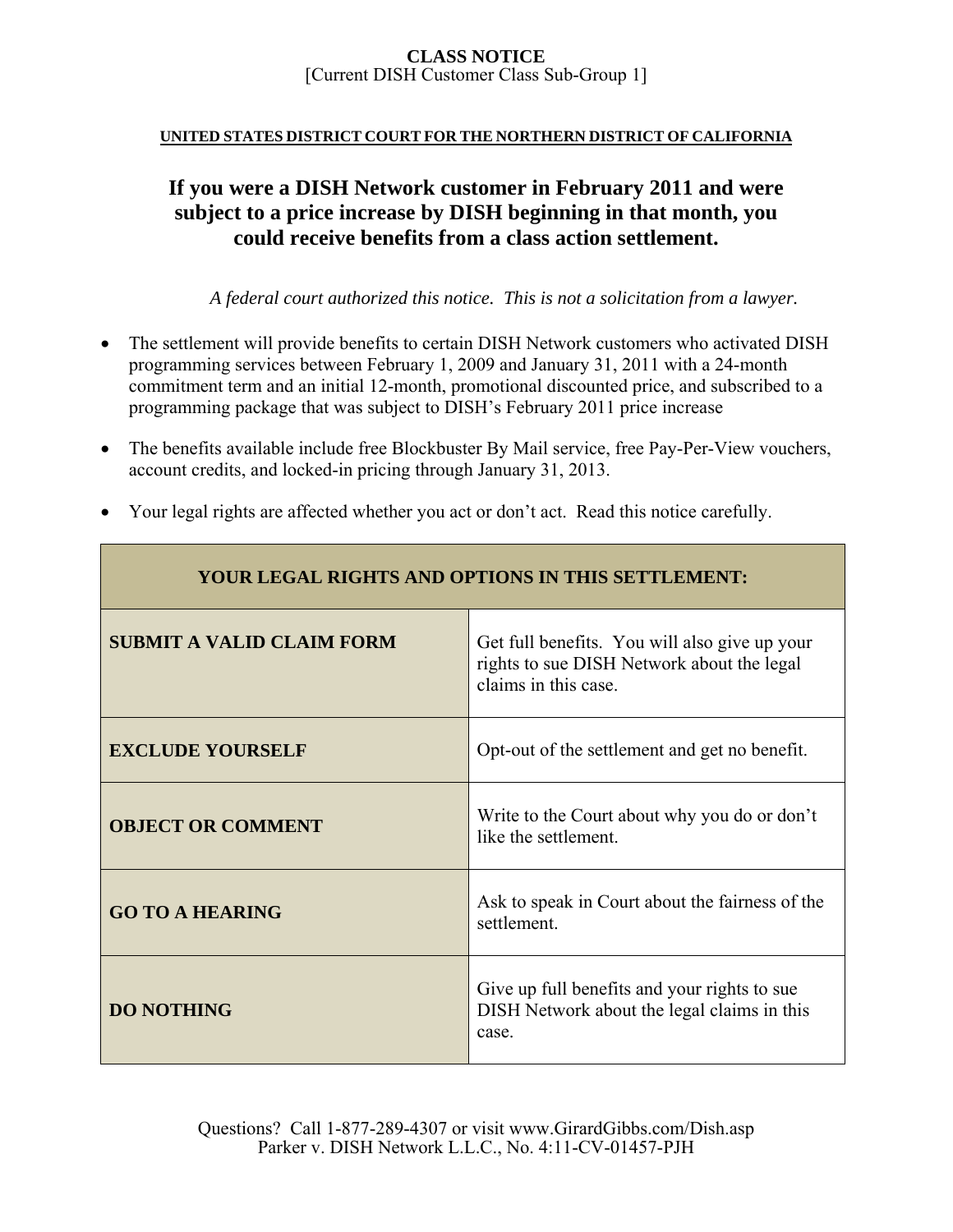**CLASS NOTICE**
[Current DISH Customer Class Sub-Group 1]

**UNITED STATES DISTRICT COURT FOR THE NORTHERN DISTRICT OF CALIFORNIA**

# If you were a DISH Network customer in February 2011 and were subject to a price increase by DISH beginning in that month, you could receive benefits from a class action settlement.

*A federal court authorized this notice. This is not a solicitation from a lawyer.*

- The settlement will provide benefits to certain DISH Network customers who activated DISH programming services between February 1, 2009 and January 31, 2011 with a 24-month commitment term and an initial 12-month, promotional discounted price, and subscribed to a programming package that was subject to DISH's February 2011 price increase
- The benefits available include free Blockbuster By Mail service, free Pay-Per-View vouchers, account credits, and locked-in pricing through January 31, 2013.
- Your legal rights are affected whether you act or don't act. Read this notice carefully.

| YOUR LEGAL RIGHTS AND OPTIONS IN THIS SETTLEMENT: | |
|---|---|
| **SUBMIT A VALID CLAIM FORM** | Get full benefits. You will also give up your rights to sue DISH Network about the legal claims in this case. |
| **EXCLUDE YOURSELF** | Opt-out of the settlement and get no benefit. |
| **OBJECT OR COMMENT** | Write to the Court about why you do or don't like the settlement. |
| **GO TO A HEARING** | Ask to speak in Court about the fairness of the settlement. |
| **DO NOTHING** | Give up full benefits and your rights to sue DISH Network about the legal claims in this case. |

Questions? Call 1-877-289-4307 or visit www.GirardGibbs.com/Dish.asp
Parker v. DISH Network L.L.C., No. 4:11-CV-01457-PJH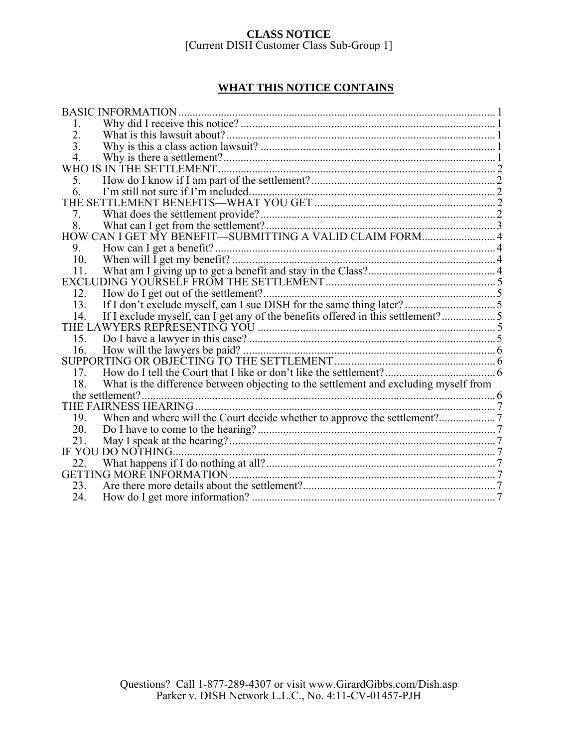**CLASS NOTICE**
[Current DISH Customer Class Sub-Group 1]

## WHAT THIS NOTICE CONTAINS

BASIC INFORMATION ... 1
- 1. Why did I receive this notice? ... 1
- 2. What is this lawsuit about? ... 1
- 3. Why is this a class action lawsuit? ... 1
- 4. Why is there a settlement? ... 1

WHO IS IN THE SETTLEMENT ... 2
- 5. How do I know if I am part of the settlement? ... 2
- 6. I'm still not sure if I'm included ... 2

THE SETTLEMENT BENEFITS—WHAT YOU GET ... 2
- 7. What does the settlement provide? ... 2
- 8. What can I get from the settlement? ... 3

HOW CAN I GET MY BENEFIT—SUBMITTING A VALID CLAIM FORM ... 4
- 9. How can I get a benefit? ... 4
- 10. When will I get my benefit? ... 4
- 11. What am I giving up to get a benefit and stay in the Class? ... 4

EXCLUDING YOURSELF FROM THE SETTLEMENT ... 5
- 12. How do I get out of the settlement? ... 5
- 13. If I don't exclude myself, can I sue DISH for the same thing later? ... 5
- 14. If I exclude myself, can I get any of the benefits offered in this settlement? ... 5

THE LAWYERS REPRESENTING YOU ... 5
- 15. Do I have a lawyer in this case? ... 5
- 16. How will the lawyers be paid? ... 6

SUPPORTING OR OBJECTING TO THE SETTLEMENT ... 6
- 17. How do I tell the Court that I like or don't like the settlement? ... 6
- 18. What is the difference between objecting to the settlement and excluding myself from the settlement? ... 6

THE FAIRNESS HEARING ... 7
- 19. When and where will the Court decide whether to approve the settlement? ... 7
- 20. Do I have to come to the hearing? ... 7
- 21. May I speak at the hearing? ... 7

IF YOU DO NOTHING ... 7
- 22. What happens if I do nothing at all? ... 7

GETTING MORE INFORMATION ... 7
- 23. Are there more details about the settlement? ... 7
- 24. How do I get more information? ... 7

Questions? Call 1-877-289-4307 or visit www.GirardGibbs.com/Dish.asp
Parker v. DISH Network L.L.C., No. 4:11-CV-01457-PJH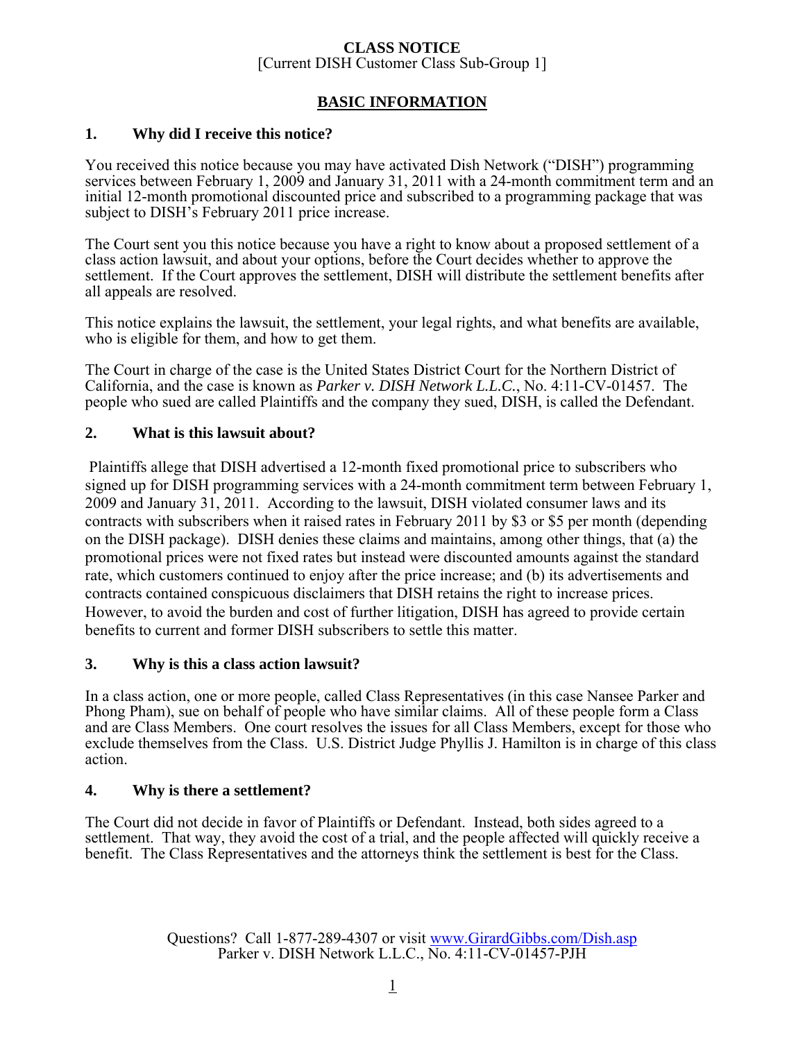**CLASS NOTICE**
[Current DISH Customer Class Sub-Group 1]

## BASIC INFORMATION

### 1. Why did I receive this notice?

You received this notice because you may have activated Dish Network ("DISH") programming services between February 1, 2009 and January 31, 2011 with a 24-month commitment term and an initial 12-month promotional discounted price and subscribed to a programming package that was subject to DISH's February 2011 price increase.

The Court sent you this notice because you have a right to know about a proposed settlement of a class action lawsuit, and about your options, before the Court decides whether to approve the settlement. If the Court approves the settlement, DISH will distribute the settlement benefits after all appeals are resolved.

This notice explains the lawsuit, the settlement, your legal rights, and what benefits are available, who is eligible for them, and how to get them.

The Court in charge of the case is the United States District Court for the Northern District of California, and the case is known as *Parker v. DISH Network L.L.C.*, No. 4:11-CV-01457. The people who sued are called Plaintiffs and the company they sued, DISH, is called the Defendant.

### 2. What is this lawsuit about?

Plaintiffs allege that DISH advertised a 12-month fixed promotional price to subscribers who signed up for DISH programming services with a 24-month commitment term between February 1, 2009 and January 31, 2011. According to the lawsuit, DISH violated consumer laws and its contracts with subscribers when it raised rates in February 2011 by $3 or $5 per month (depending on the DISH package). DISH denies these claims and maintains, among other things, that (a) the promotional prices were not fixed rates but instead were discounted amounts against the standard rate, which customers continued to enjoy after the price increase; and (b) its advertisements and contracts contained conspicuous disclaimers that DISH retains the right to increase prices. However, to avoid the burden and cost of further litigation, DISH has agreed to provide certain benefits to current and former DISH subscribers to settle this matter.

### 3. Why is this a class action lawsuit?

In a class action, one or more people, called Class Representatives (in this case Nansee Parker and Phong Pham), sue on behalf of people who have similar claims. All of these people form a Class and are Class Members. One court resolves the issues for all Class Members, except for those who exclude themselves from the Class. U.S. District Judge Phyllis J. Hamilton is in charge of this class action.

### 4. Why is there a settlement?

The Court did not decide in favor of Plaintiffs or Defendant. Instead, both sides agreed to a settlement. That way, they avoid the cost of a trial, and the people affected will quickly receive a benefit. The Class Representatives and the attorneys think the settlement is best for the Class.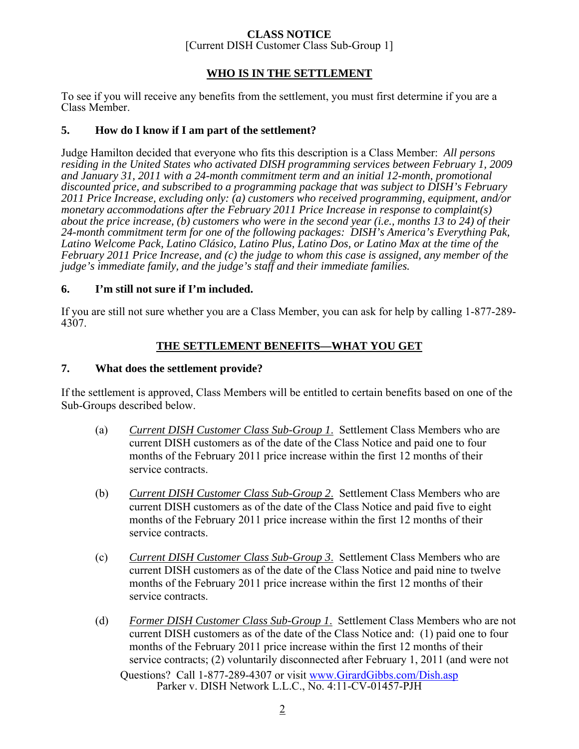**CLASS NOTICE**
[Current DISH Customer Class Sub-Group 1]

## WHO IS IN THE SETTLEMENT

To see if you will receive any benefits from the settlement, you must first determine if you are a Class Member.

### 5. How do I know if I am part of the settlement?

Judge Hamilton decided that everyone who fits this description is a Class Member: *All persons residing in the United States who activated DISH programming services between February 1, 2009 and January 31, 2011 with a 24-month commitment term and an initial 12-month, promotional discounted price, and subscribed to a programming package that was subject to DISH's February 2011 Price Increase, excluding only: (a) customers who received programming, equipment, and/or monetary accommodations after the February 2011 Price Increase in response to complaint(s) about the price increase, (b) customers who were in the second year (i.e., months 13 to 24) of their 24-month commitment term for one of the following packages: DISH's America's Everything Pak, Latino Welcome Pack, Latino Clásico, Latino Plus, Latino Dos, or Latino Max at the time of the February 2011 Price Increase, and (c) the judge to whom this case is assigned, any member of the judge's immediate family, and the judge's staff and their immediate families.*

### 6. I'm still not sure if I'm included.

If you are still not sure whether you are a Class Member, you can ask for help by calling 1-877-289-4307.

## THE SETTLEMENT BENEFITS—WHAT YOU GET

### 7. What does the settlement provide?

If the settlement is approved, Class Members will be entitled to certain benefits based on one of the Sub-Groups described below.

(a) *Current DISH Customer Class Sub-Group 1*. Settlement Class Members who are current DISH customers as of the date of the Class Notice and paid one to four months of the February 2011 price increase within the first 12 months of their service contracts.

(b) *Current DISH Customer Class Sub-Group 2*. Settlement Class Members who are current DISH customers as of the date of the Class Notice and paid five to eight months of the February 2011 price increase within the first 12 months of their service contracts.

(c) *Current DISH Customer Class Sub-Group 3*. Settlement Class Members who are current DISH customers as of the date of the Class Notice and paid nine to twelve months of the February 2011 price increase within the first 12 months of their service contracts.

(d) *Former DISH Customer Class Sub-Group 1*. Settlement Class Members who are not current DISH customers as of the date of the Class Notice and: (1) paid one to four months of the February 2011 price increase within the first 12 months of their service contracts; (2) voluntarily disconnected after February 1, 2011 (and were not

Questions? Call 1-877-289-4307 or visit www.GirardGibbs.com/Dish.asp
Parker v. DISH Network L.L.C., No. 4:11-CV-01457-PJH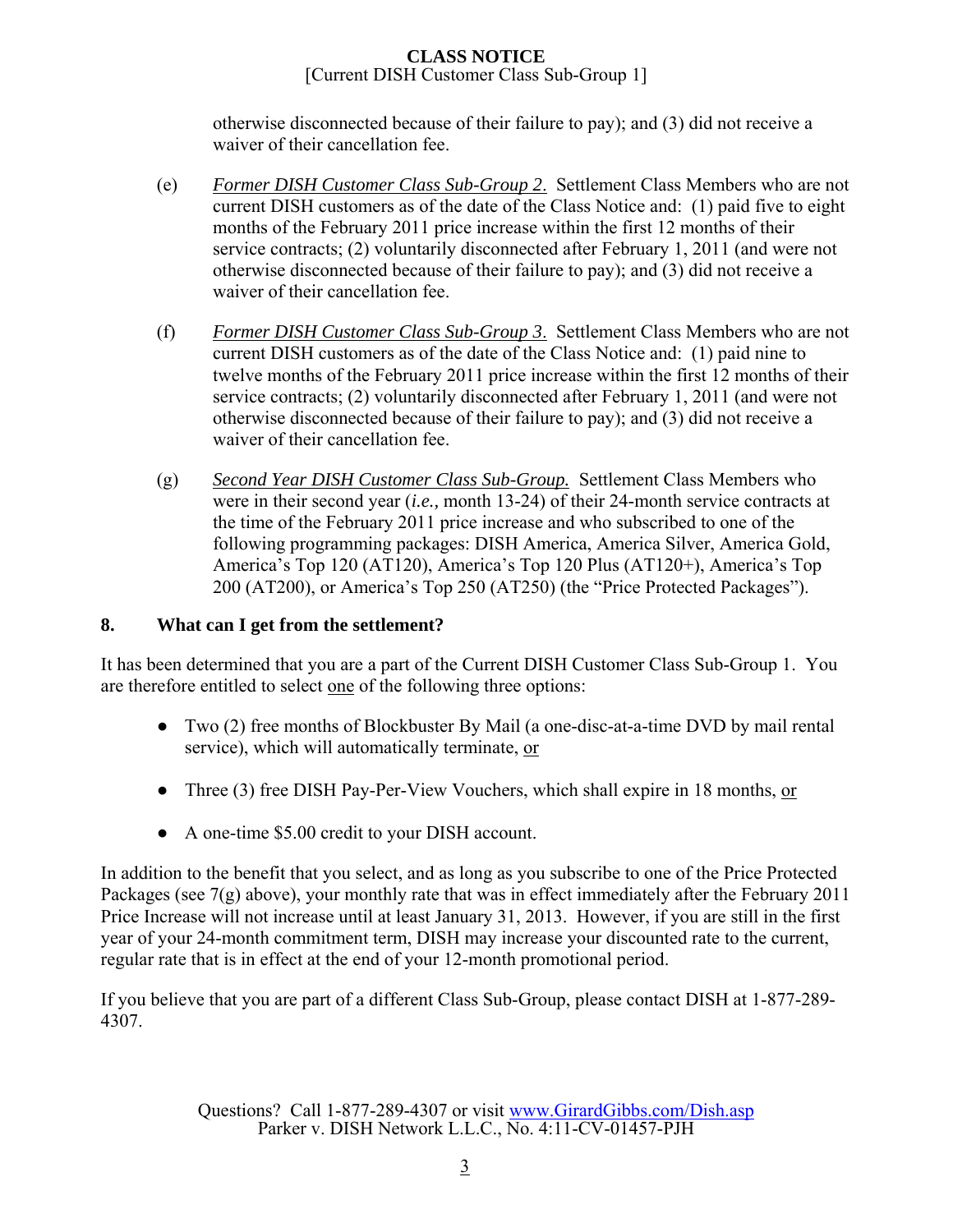otherwise disconnected because of their failure to pay); and (3) did not receive a waiver of their cancellation fee.

(e) *Former DISH Customer Class Sub-Group 2*. Settlement Class Members who are not current DISH customers as of the date of the Class Notice and: (1) paid five to eight months of the February 2011 price increase within the first 12 months of their service contracts; (2) voluntarily disconnected after February 1, 2011 (and were not otherwise disconnected because of their failure to pay); and (3) did not receive a waiver of their cancellation fee.

(f) *Former DISH Customer Class Sub-Group 3*. Settlement Class Members who are not current DISH customers as of the date of the Class Notice and: (1) paid nine to twelve months of the February 2011 price increase within the first 12 months of their service contracts; (2) voluntarily disconnected after February 1, 2011 (and were not otherwise disconnected because of their failure to pay); and (3) did not receive a waiver of their cancellation fee.

(g) *Second Year DISH Customer Class Sub-Group.* Settlement Class Members who were in their second year (*i.e.,* month 13-24) of their 24-month service contracts at the time of the February 2011 price increase and who subscribed to one of the following programming packages: DISH America, America Silver, America Gold, America's Top 120 (AT120), America's Top 120 Plus (AT120+), America's Top 200 (AT200), or America's Top 250 (AT250) (the "Price Protected Packages").

## 8. What can I get from the settlement?

It has been determined that you are a part of the Current DISH Customer Class Sub-Group 1. You are therefore entitled to select one of the following three options:

- Two (2) free months of Blockbuster By Mail (a one-disc-at-a-time DVD by mail rental service), which will automatically terminate, or
- Three (3) free DISH Pay-Per-View Vouchers, which shall expire in 18 months, or
- A one-time $5.00 credit to your DISH account.

In addition to the benefit that you select, and as long as you subscribe to one of the Price Protected Packages (see 7(g) above), your monthly rate that was in effect immediately after the February 2011 Price Increase will not increase until at least January 31, 2013. However, if you are still in the first year of your 24-month commitment term, DISH may increase your discounted rate to the current, regular rate that is in effect at the end of your 12-month promotional period.

If you believe that you are part of a different Class Sub-Group, please contact DISH at 1-877-289-4307.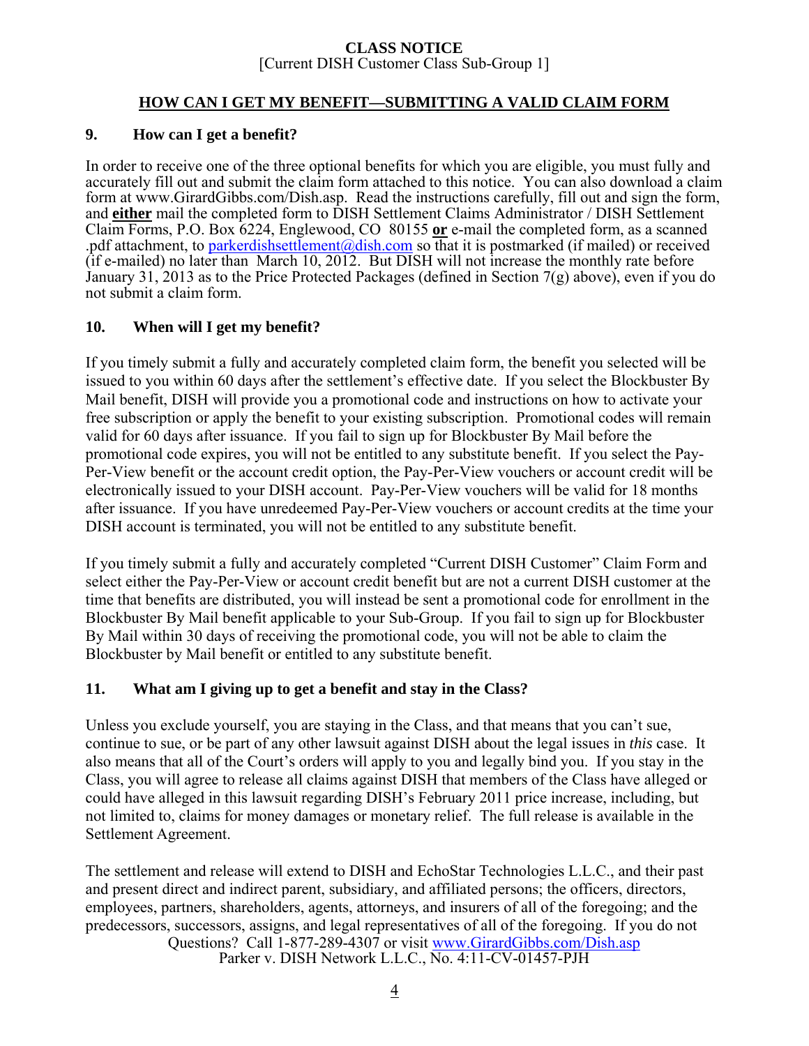**CLASS NOTICE**
[Current DISH Customer Class Sub-Group 1]

## HOW CAN I GET MY BENEFIT—SUBMITTING A VALID CLAIM FORM

### 9. How can I get a benefit?

In order to receive one of the three optional benefits for which you are eligible, you must fully and accurately fill out and submit the claim form attached to this notice. You can also download a claim form at www.GirardGibbs.com/Dish.asp. Read the instructions carefully, fill out and sign the form, and **either** mail the completed form to DISH Settlement Claims Administrator / DISH Settlement Claim Forms, P.O. Box 6224, Englewood, CO 80155 **or** e-mail the completed form, as a scanned .pdf attachment, to parkerdishsettlement@dish.com so that it is postmarked (if mailed) or received (if e-mailed) no later than March 10, 2012. But DISH will not increase the monthly rate before January 31, 2013 as to the Price Protected Packages (defined in Section 7(g) above), even if you do not submit a claim form.

### 10. When will I get my benefit?

If you timely submit a fully and accurately completed claim form, the benefit you selected will be issued to you within 60 days after the settlement's effective date. If you select the Blockbuster By Mail benefit, DISH will provide you a promotional code and instructions on how to activate your free subscription or apply the benefit to your existing subscription. Promotional codes will remain valid for 60 days after issuance. If you fail to sign up for Blockbuster By Mail before the promotional code expires, you will not be entitled to any substitute benefit. If you select the Pay-Per-View benefit or the account credit option, the Pay-Per-View vouchers or account credit will be electronically issued to your DISH account. Pay-Per-View vouchers will be valid for 18 months after issuance. If you have unredeemed Pay-Per-View vouchers or account credits at the time your DISH account is terminated, you will not be entitled to any substitute benefit.

If you timely submit a fully and accurately completed "Current DISH Customer" Claim Form and select either the Pay-Per-View or account credit benefit but are not a current DISH customer at the time that benefits are distributed, you will instead be sent a promotional code for enrollment in the Blockbuster By Mail benefit applicable to your Sub-Group. If you fail to sign up for Blockbuster By Mail within 30 days of receiving the promotional code, you will not be able to claim the Blockbuster by Mail benefit or entitled to any substitute benefit.

### 11. What am I giving up to get a benefit and stay in the Class?

Unless you exclude yourself, you are staying in the Class, and that means that you can't sue, continue to sue, or be part of any other lawsuit against DISH about the legal issues in *this* case. It also means that all of the Court's orders will apply to you and legally bind you. If you stay in the Class, you will agree to release all claims against DISH that members of the Class have alleged or could have alleged in this lawsuit regarding DISH's February 2011 price increase, including, but not limited to, claims for money damages or monetary relief. The full release is available in the Settlement Agreement.

The settlement and release will extend to DISH and EchoStar Technologies L.L.C., and their past and present direct and indirect parent, subsidiary, and affiliated persons; the officers, directors, employees, partners, shareholders, agents, attorneys, and insurers of all of the foregoing; and the predecessors, successors, assigns, and legal representatives of all of the foregoing. If you do not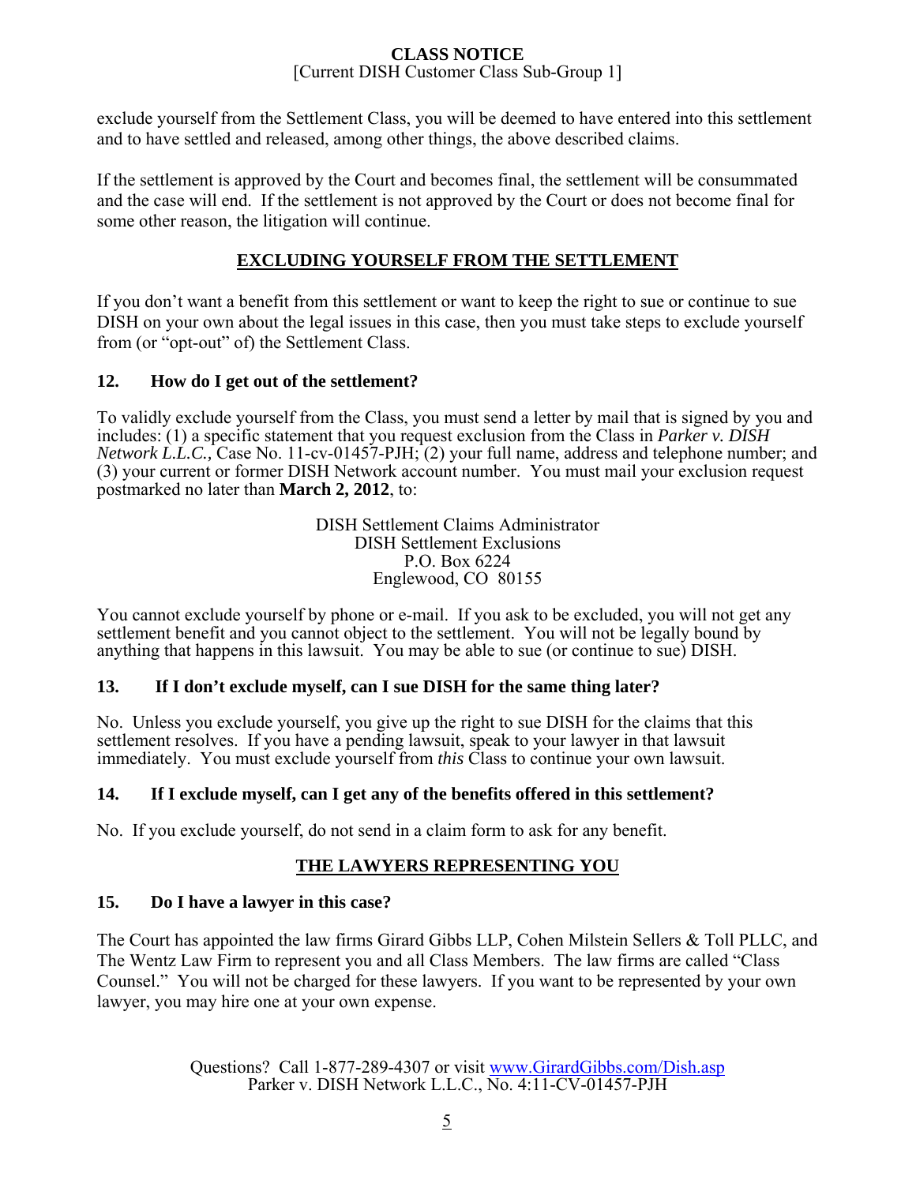exclude yourself from the Settlement Class, you will be deemed to have entered into this settlement and to have settled and released, among other things, the above described claims.

If the settlement is approved by the Court and becomes final, the settlement will be consummated and the case will end. If the settlement is not approved by the Court or does not become final for some other reason, the litigation will continue.

## EXCLUDING YOURSELF FROM THE SETTLEMENT

If you don't want a benefit from this settlement or want to keep the right to sue or continue to sue DISH on your own about the legal issues in this case, then you must take steps to exclude yourself from (or "opt-out" of) the Settlement Class.

### 12. How do I get out of the settlement?

To validly exclude yourself from the Class, you must send a letter by mail that is signed by you and includes: (1) a specific statement that you request exclusion from the Class in *Parker v. DISH Network L.L.C.,* Case No. 11-cv-01457-PJH; (2) your full name, address and telephone number; and (3) your current or former DISH Network account number. You must mail your exclusion request postmarked no later than **March 2, 2012**, to:

DISH Settlement Claims Administrator
DISH Settlement Exclusions
P.O. Box 6224
Englewood, CO 80155

You cannot exclude yourself by phone or e-mail. If you ask to be excluded, you will not get any settlement benefit and you cannot object to the settlement. You will not be legally bound by anything that happens in this lawsuit. You may be able to sue (or continue to sue) DISH.

### 13. If I don't exclude myself, can I sue DISH for the same thing later?

No. Unless you exclude yourself, you give up the right to sue DISH for the claims that this settlement resolves. If you have a pending lawsuit, speak to your lawyer in that lawsuit immediately. You must exclude yourself from *this* Class to continue your own lawsuit.

### 14. If I exclude myself, can I get any of the benefits offered in this settlement?

No. If you exclude yourself, do not send in a claim form to ask for any benefit.

## THE LAWYERS REPRESENTING YOU

### 15. Do I have a lawyer in this case?

The Court has appointed the law firms Girard Gibbs LLP, Cohen Milstein Sellers & Toll PLLC, and The Wentz Law Firm to represent you and all Class Members. The law firms are called "Class Counsel." You will not be charged for these lawyers. If you want to be represented by your own lawyer, you may hire one at your own expense.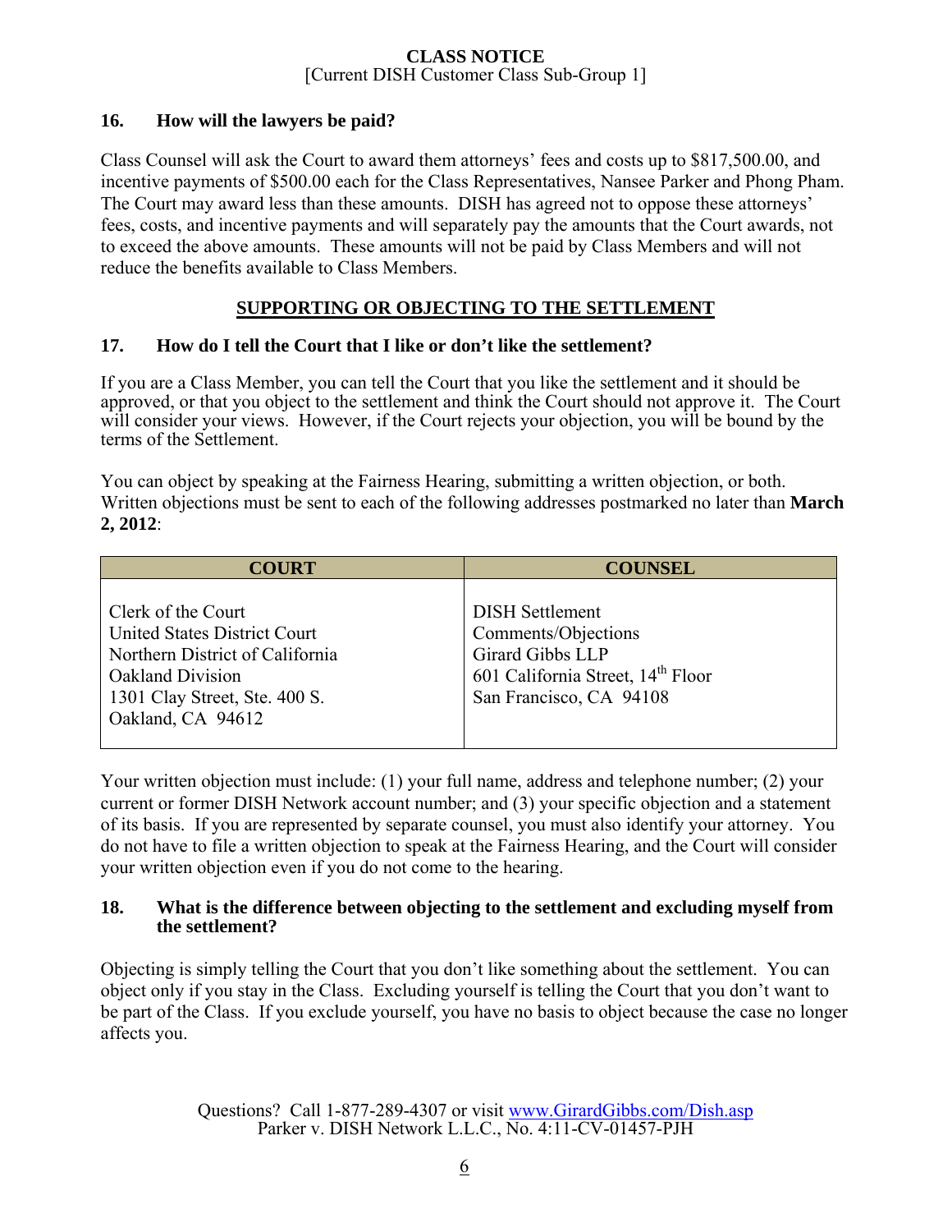### 16. How will the lawyers be paid?

Class Counsel will ask the Court to award them attorneys' fees and costs up to $817,500.00, and incentive payments of $500.00 each for the Class Representatives, Nansee Parker and Phong Pham. The Court may award less than these amounts. DISH has agreed not to oppose these attorneys' fees, costs, and incentive payments and will separately pay the amounts that the Court awards, not to exceed the above amounts. These amounts will not be paid by Class Members and will not reduce the benefits available to Class Members.

## SUPPORTING OR OBJECTING TO THE SETTLEMENT

### 17. How do I tell the Court that I like or don't like the settlement?

If you are a Class Member, you can tell the Court that you like the settlement and it should be approved, or that you object to the settlement and think the Court should not approve it. The Court will consider your views. However, if the Court rejects your objection, you will be bound by the terms of the Settlement.

You can object by speaking at the Fairness Hearing, submitting a written objection, or both. Written objections must be sent to each of the following addresses postmarked no later than **March 2, 2012**:

| COURT | COUNSEL |
| --- | --- |
| Clerk of the Court<br>United States District Court<br>Northern District of California<br>Oakland Division<br>1301 Clay Street, Ste. 400 S.<br>Oakland, CA 94612 | DISH Settlement<br>Comments/Objections<br>Girard Gibbs LLP<br>601 California Street, 14th Floor<br>San Francisco, CA 94108 |

Your written objection must include: (1) your full name, address and telephone number; (2) your current or former DISH Network account number; and (3) your specific objection and a statement of its basis. If you are represented by separate counsel, you must also identify your attorney. You do not have to file a written objection to speak at the Fairness Hearing, and the Court will consider your written objection even if you do not come to the hearing.

### 18. What is the difference between objecting to the settlement and excluding myself from the settlement?

Objecting is simply telling the Court that you don't like something about the settlement. You can object only if you stay in the Class. Excluding yourself is telling the Court that you don't want to be part of the Class. If you exclude yourself, you have no basis to object because the case no longer affects you.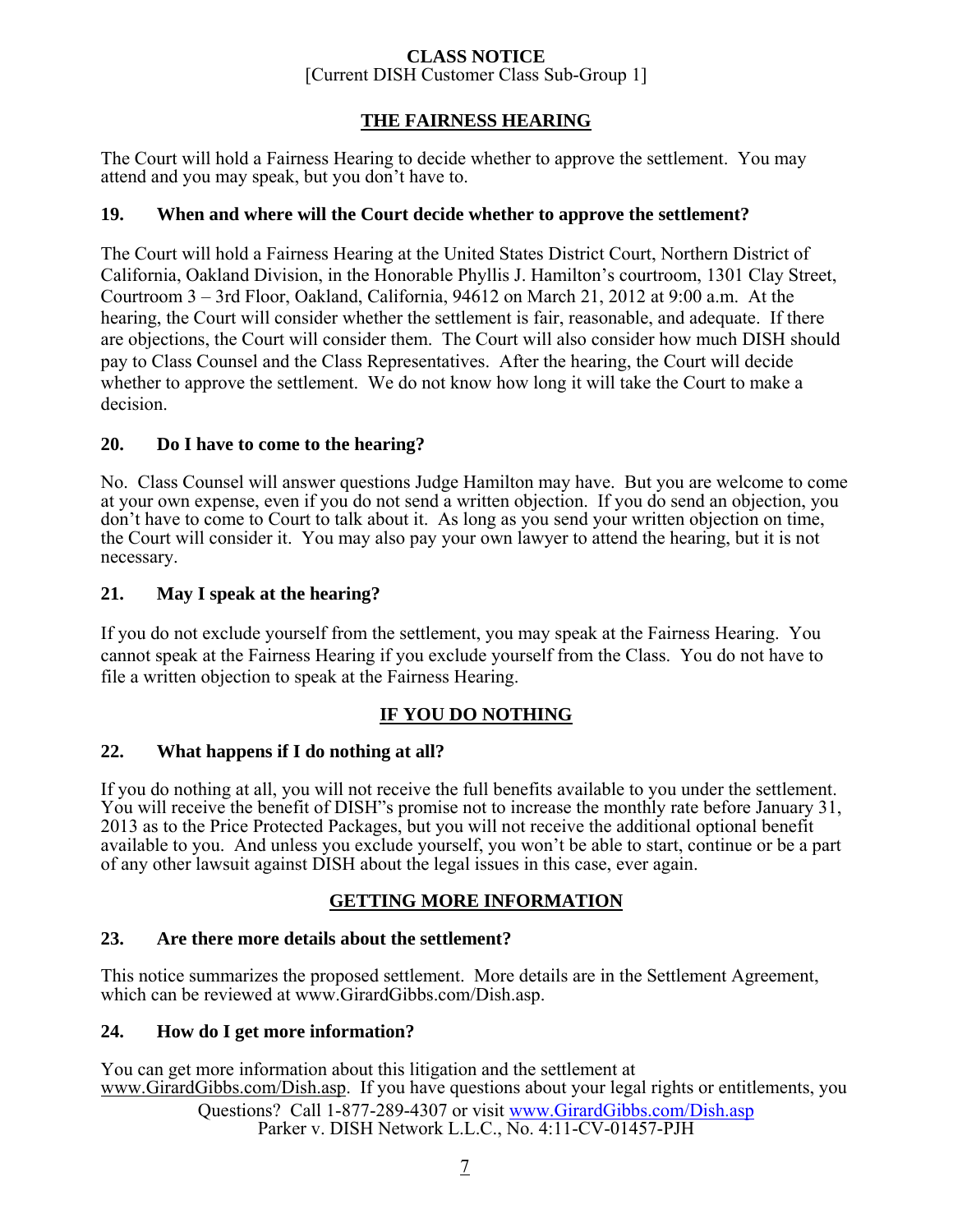## THE FAIRNESS HEARING

The Court will hold a Fairness Hearing to decide whether to approve the settlement. You may attend and you may speak, but you don't have to.

### 19. When and where will the Court decide whether to approve the settlement?

The Court will hold a Fairness Hearing at the United States District Court, Northern District of California, Oakland Division, in the Honorable Phyllis J. Hamilton's courtroom, 1301 Clay Street, Courtroom 3 – 3rd Floor, Oakland, California, 94612 on March 21, 2012 at 9:00 a.m. At the hearing, the Court will consider whether the settlement is fair, reasonable, and adequate. If there are objections, the Court will consider them. The Court will also consider how much DISH should pay to Class Counsel and the Class Representatives. After the hearing, the Court will decide whether to approve the settlement. We do not know how long it will take the Court to make a decision.

### 20. Do I have to come to the hearing?

No. Class Counsel will answer questions Judge Hamilton may have. But you are welcome to come at your own expense, even if you do not send a written objection. If you do send an objection, you don't have to come to Court to talk about it. As long as you send your written objection on time, the Court will consider it. You may also pay your own lawyer to attend the hearing, but it is not necessary.

### 21. May I speak at the hearing?

If you do not exclude yourself from the settlement, you may speak at the Fairness Hearing. You cannot speak at the Fairness Hearing if you exclude yourself from the Class. You do not have to file a written objection to speak at the Fairness Hearing.

## IF YOU DO NOTHING

### 22. What happens if I do nothing at all?

If you do nothing at all, you will not receive the full benefits available to you under the settlement. You will receive the benefit of DISH"s promise not to increase the monthly rate before January 31, 2013 as to the Price Protected Packages, but you will not receive the additional optional benefit available to you. And unless you exclude yourself, you won't be able to start, continue or be a part of any other lawsuit against DISH about the legal issues in this case, ever again.

## GETTING MORE INFORMATION

### 23. Are there more details about the settlement?

This notice summarizes the proposed settlement. More details are in the Settlement Agreement, which can be reviewed at www.GirardGibbs.com/Dish.asp.

### 24. How do I get more information?

You can get more information about this litigation and the settlement at www.GirardGibbs.com/Dish.asp. If you have questions about your legal rights or entitlements, you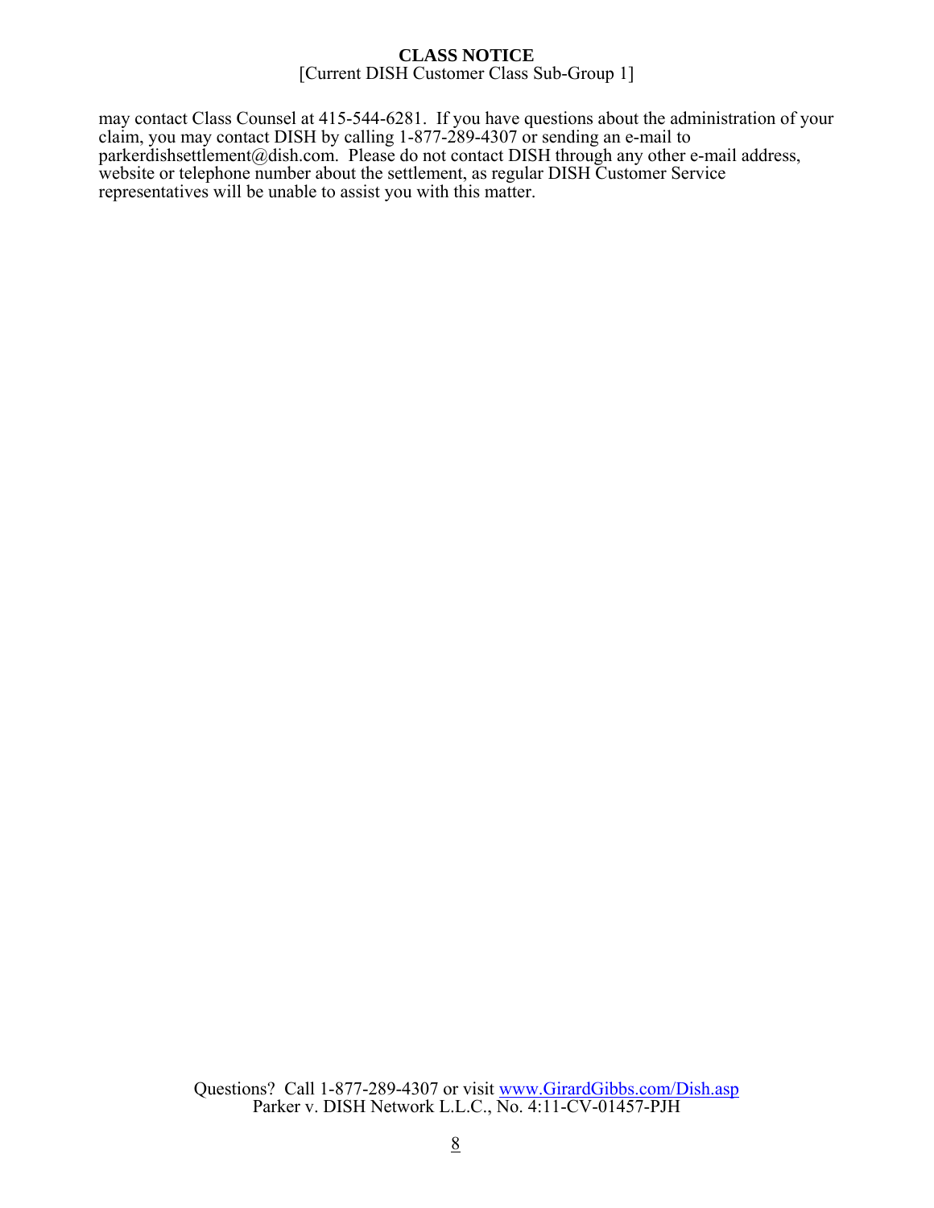may contact Class Counsel at 415-544-6281. If you have questions about the administration of your claim, you may contact DISH by calling 1-877-289-4307 or sending an e-mail to parkerdishsettlement@dish.com. Please do not contact DISH through any other e-mail address, website or telephone number about the settlement, as regular DISH Customer Service representatives will be unable to assist you with this matter.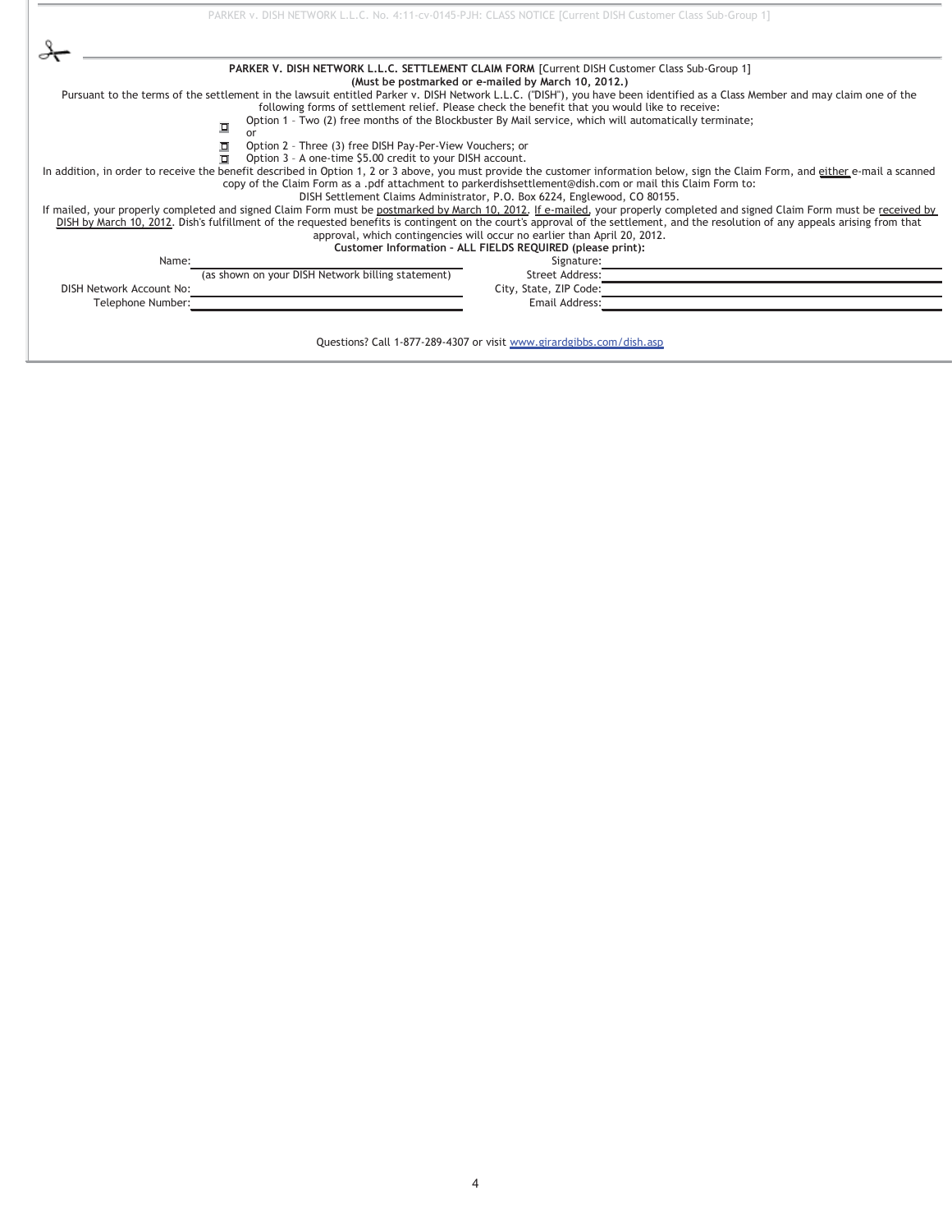**PARKER V. DISH NETWORK L.L.C. SETTLEMENT CLAIM FORM** [Current DISH Customer Class Sub-Group 1]

**(Must be postmarked or e-mailed by March 10, 2012.)**

Pursuant to the terms of the settlement in the lawsuit entitled Parker v. DISH Network L.L.C. ("DISH"), you have been identified as a Class Member and may claim one of the following forms of settlement relief. Please check the benefit that you would like to receive:

- ☐ Option 1 – Two (2) free months of the Blockbuster By Mail service, which will automatically terminate; or
- ☐ Option 2 – Three (3) free DISH Pay-Per-View Vouchers; or
- ☐ Option 3 – A one-time $5.00 credit to your DISH account.

In addition, in order to receive the benefit described in Option 1, 2 or 3 above, you must provide the customer information below, sign the Claim Form, and either e-mail a scanned copy of the Claim Form as a .pdf attachment to parkerdishsettlement@dish.com or mail this Claim Form to:

DISH Settlement Claims Administrator, P.O. Box 6224, Englewood, CO 80155.

If mailed, your properly completed and signed Claim Form must be postmarked by March 10, 2012. If e-mailed, your properly completed and signed Claim Form must be received by DISH by March 10, 2012. Dish's fulfillment of the requested benefits is contingent on the court's approval of the settlement, and the resolution of any appeals arising from that approval, which contingencies will occur no earlier than April 20, 2012.

**Customer Information – ALL FIELDS REQUIRED (please print):**

Name: ______________________________
(as shown on your DISH Network billing statement)

Signature: ______________________________

Street Address: ______________________________

DISH Network Account No: ______________________________

City, State, ZIP Code: ______________________________

Telephone Number: ______________________________

Email Address: ______________________________

Questions? Call 1-877-289-4307 or visit www.girardgibbs.com/dish.asp